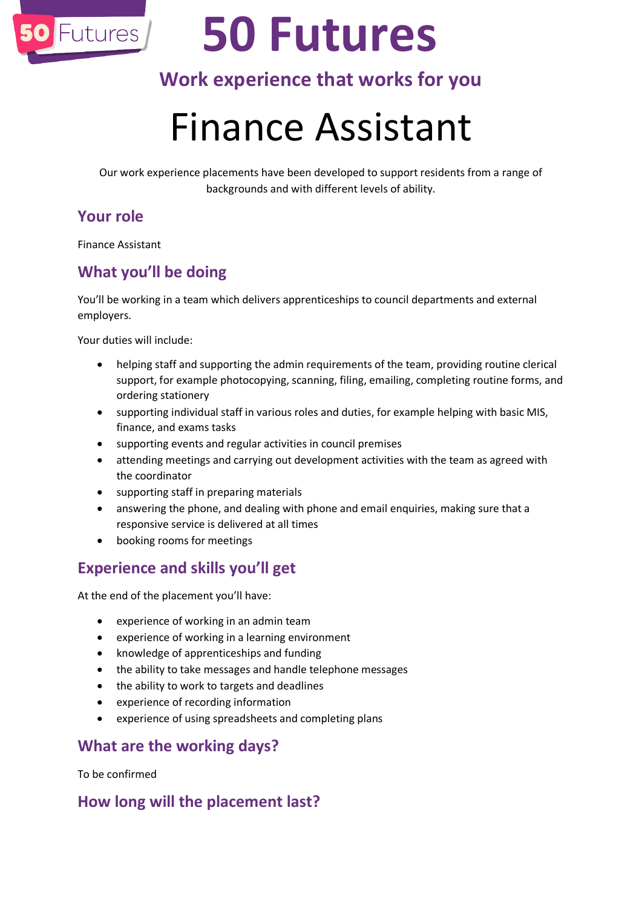# 50 Futures

## Work experience that works for you

# Finance Assistant

Our work experience placements have been developed to support residents from a range of backgrounds and with different levels of ability.

## Your role

Finance Assistant

## What you'll be doing

You'll be working in a team which delivers apprenticeships to council departments and external employers.

Your duties will include:

- helping staff and supporting the admin requirements of the team, providing routine clerical support, for example photocopying, scanning, filing, emailing, completing routine forms, and ordering stationery
- supporting individual staff in various roles and duties, for example helping with basic MIS, finance, and exams tasks
- supporting events and regular activities in council premises
- attending meetings and carrying out development activities with the team as agreed with the coordinator
- supporting staff in preparing materials
- answering the phone, and dealing with phone and email enquiries, making sure that a responsive service is delivered at all times
- booking rooms for meetings

## Experience and skills you'll get

At the end of the placement you'll have:

- experience of working in an admin team
- experience of working in a learning environment
- knowledge of apprenticeships and funding
- the ability to take messages and handle telephone messages
- the ability to work to targets and deadlines
- experience of recording information
- experience of using spreadsheets and completing plans

## What are the working days?

To be confirmed

## How long will the placement last?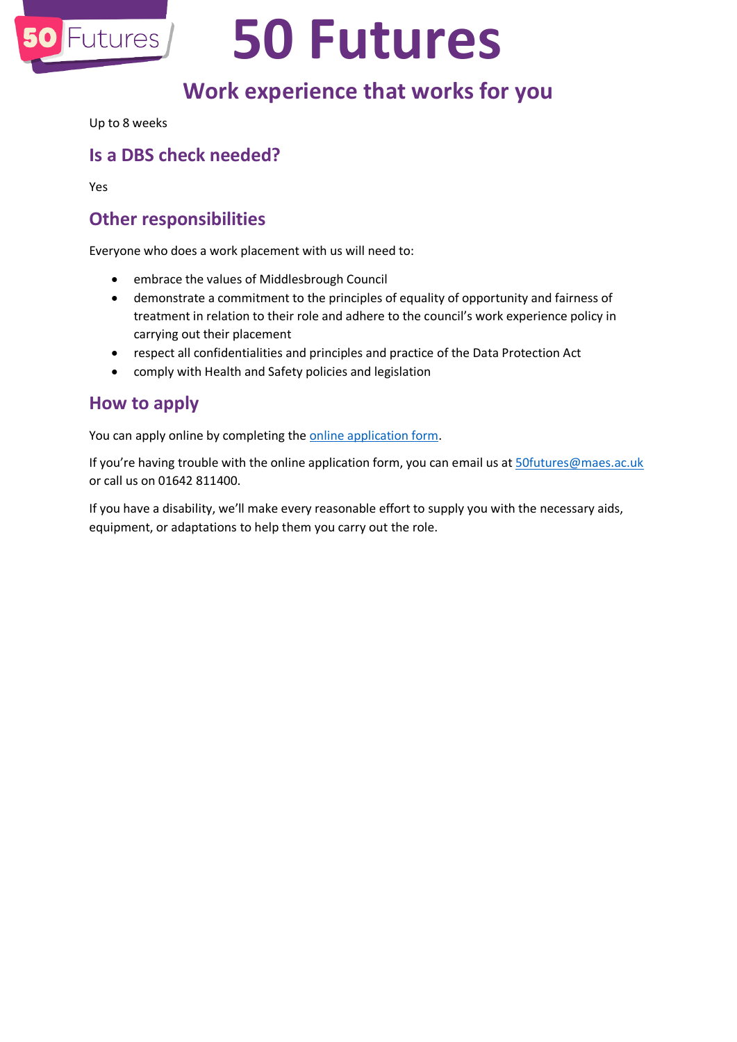# 50 Futures

## Work experience that works for you

Up to 8 weeks

## Is a DBS check needed?

Yes

## Other responsibilities

Everyone who does a work placement with us will need to:

- embrace the values of Middlesbrough Council
- demonstrate a commitment to the principles of equality of opportunity and fairness of treatment in relation to their role and adhere to the council's work experience policy in carrying out their placement
- respect all confidentialities and principles and practice of the Data Protection Act
- comply with Health and Safety policies and legislation

## How to apply

You can apply online by completing the [online application form](#).

If you're having trouble with the online application form, you can email us at 50futures@maes.ac.uk or call us on 01642 811400.

If you have a disability, we'll make every reasonable effort to supply you with the necessary aids, equipment, or adaptations to help them you carry out the role.